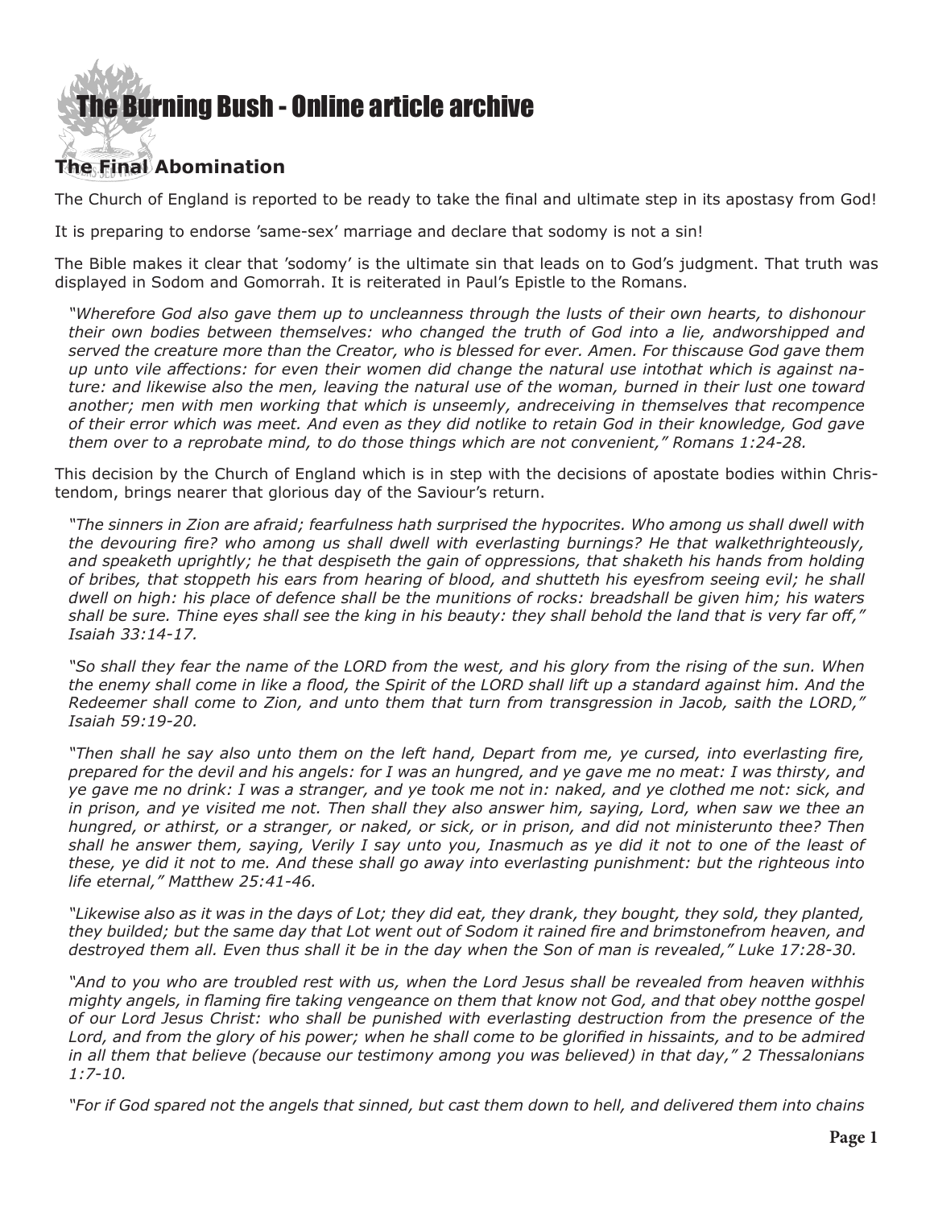# The Burning Bush - Online article archive

## The Final Abomination

The Church of England is reported to be ready to take the final and ultimate step in its apostasy from God!

It is preparing to endorse 'same-sex' marriage and declare that sodomy is not a sin!

The Bible makes it clear that 'sodomy' is the ultimate sin that leads on to God's judgment. That truth was displayed in Sodom and Gomorrah. It is reiterated in Paul's Epistle to the Romans.

> *"Wherefore God also gave them up to uncleanness through the lusts of their own hearts, to dishonour their own bodies between themselves: who changed the truth of God into a lie, andworshipped and served the creature more than the Creator, who is blessed for ever. Amen. For thiscause God gave them up unto vile affections: for even their women did change the natural use intothat which is against nature: and likewise also the men, leaving the natural use of the woman, burned in their lust one toward another; men with men working that which is unseemly, andreceiving in themselves that recompence of their error which was meet. And even as they did notlike to retain God in their knowledge, God gave them over to a reprobate mind, to do those things which are not convenient," Romans 1:24-28.*

This decision by the Church of England which is in step with the decisions of apostate bodies within Christendom, brings nearer that glorious day of the Saviour's return.

> *"The sinners in Zion are afraid; fearfulness hath surprised the hypocrites. Who among us shall dwell with the devouring fire? who among us shall dwell with everlasting burnings? He that walkethrighteously, and speaketh uprightly; he that despiseth the gain of oppressions, that shaketh his hands from holding of bribes, that stoppeth his ears from hearing of blood, and shutteth his eyesfrom seeing evil; he shall dwell on high: his place of defence shall be the munitions of rocks: breadshall be given him; his waters shall be sure. Thine eyes shall see the king in his beauty: they shall behold the land that is very far off," Isaiah 33:14-17.*

> *"So shall they fear the name of the LORD from the west, and his glory from the rising of the sun. When the enemy shall come in like a flood, the Spirit of the LORD shall lift up a standard against him. And the Redeemer shall come to Zion, and unto them that turn from transgression in Jacob, saith the LORD," Isaiah 59:19-20.*

> *"Then shall he say also unto them on the left hand, Depart from me, ye cursed, into everlasting fire, prepared for the devil and his angels: for I was an hungred, and ye gave me no meat: I was thirsty, and ye gave me no drink: I was a stranger, and ye took me not in: naked, and ye clothed me not: sick, and in prison, and ye visited me not. Then shall they also answer him, saying, Lord, when saw we thee an hungred, or athirst, or a stranger, or naked, or sick, or in prison, and did not ministerunto thee? Then shall he answer them, saying, Verily I say unto you, Inasmuch as ye did it not to one of the least of these, ye did it not to me. And these shall go away into everlasting punishment: but the righteous into life eternal," Matthew 25:41-46.*

> *"Likewise also as it was in the days of Lot; they did eat, they drank, they bought, they sold, they planted, they builded; but the same day that Lot went out of Sodom it rained fire and brimstonefrom heaven, and destroyed them all. Even thus shall it be in the day when the Son of man is revealed," Luke 17:28-30.*

> *"And to you who are troubled rest with us, when the Lord Jesus shall be revealed from heaven withhis mighty angels, in flaming fire taking vengeance on them that know not God, and that obey notthe gospel of our Lord Jesus Christ: who shall be punished with everlasting destruction from the presence of the Lord, and from the glory of his power; when he shall come to be glorified in hissaints, and to be admired in all them that believe (because our testimony among you was believed) in that day," 2 Thessalonians 1:7-10.*

> *"For if God spared not the angels that sinned, but cast them down to hell, and delivered them into chains*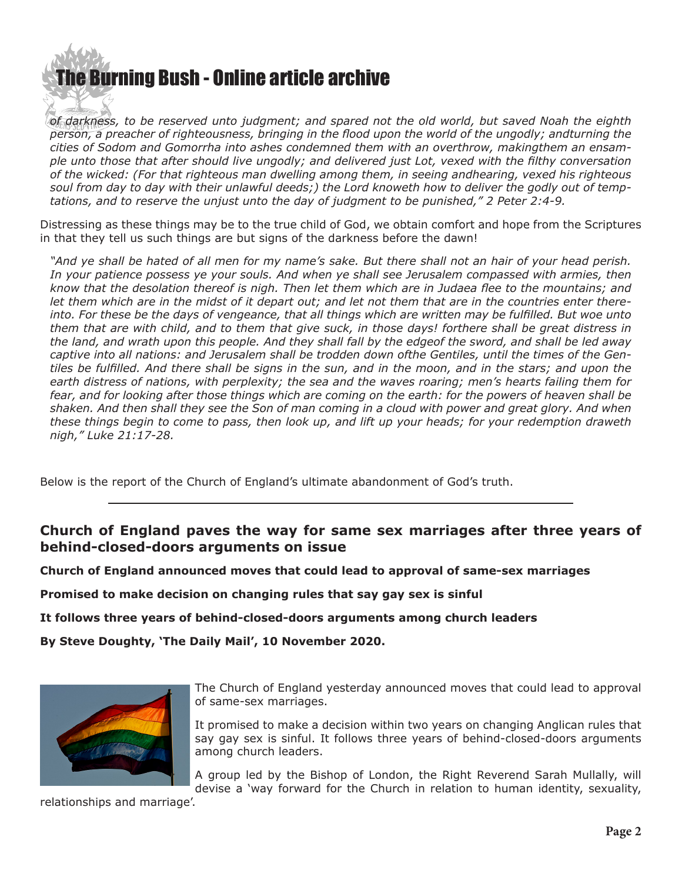*of darkness, to be reserved unto judgment; and spared not the old world, but saved Noah the eighth person, a preacher of righteousness, bringing in the flood upon the world of the ungodly; andturning the cities of Sodom and Gomorrha into ashes condemned them with an overthrow, makingthem an ensample unto those that after should live ungodly; and delivered just Lot, vexed with the filthy conversation of the wicked: (For that righteous man dwelling among them, in seeing andhearing, vexed his righteous soul from day to day with their unlawful deeds;) the Lord knoweth how to deliver the godly out of temptations, and to reserve the unjust unto the day of judgment to be punished," 2 Peter 2:4-9.*

Distressing as these things may be to the true child of God, we obtain comfort and hope from the Scriptures in that they tell us such things are but signs of the darkness before the dawn!

*"And ye shall be hated of all men for my name's sake. But there shall not an hair of your head perish. In your patience possess ye your souls. And when ye shall see Jerusalem compassed with armies, then know that the desolation thereof is nigh. Then let them which are in Judaea flee to the mountains; and let them which are in the midst of it depart out; and let not them that are in the countries enter thereinto. For these be the days of vengeance, that all things which are written may be fulfilled. But woe unto them that are with child, and to them that give suck, in those days! forthere shall be great distress in the land, and wrath upon this people. And they shall fall by the edgeof the sword, and shall be led away captive into all nations: and Jerusalem shall be trodden down ofthe Gentiles, until the times of the Gentiles be fulfilled. And there shall be signs in the sun, and in the moon, and in the stars; and upon the earth distress of nations, with perplexity; the sea and the waves roaring; men's hearts failing them for fear, and for looking after those things which are coming on the earth: for the powers of heaven shall be shaken. And then shall they see the Son of man coming in a cloud with power and great glory. And when these things begin to come to pass, then look up, and lift up your heads; for your redemption draweth nigh," Luke 21:17-28.*

Below is the report of the Church of England's ultimate abandonment of God's truth.

---

## Church of England paves the way for same sex marriages after three years of behind-closed-doors arguments on issue

**Church of England announced moves that could lead to approval of same-sex marriages**

**Promised to make decision on changing rules that say gay sex is sinful**

**It follows three years of behind-closed-doors arguments among church leaders**

**By Steve Doughty, 'The Daily Mail', 10 November 2020.**

The Church of England yesterday announced moves that could lead to approval of same-sex marriages.

It promised to make a decision within two years on changing Anglican rules that say gay sex is sinful. It follows three years of behind-closed-doors arguments among church leaders.

A group led by the Bishop of London, the Right Reverend Sarah Mullally, will devise a 'way forward for the Church in relation to human identity, sexuality, relationships and marriage'.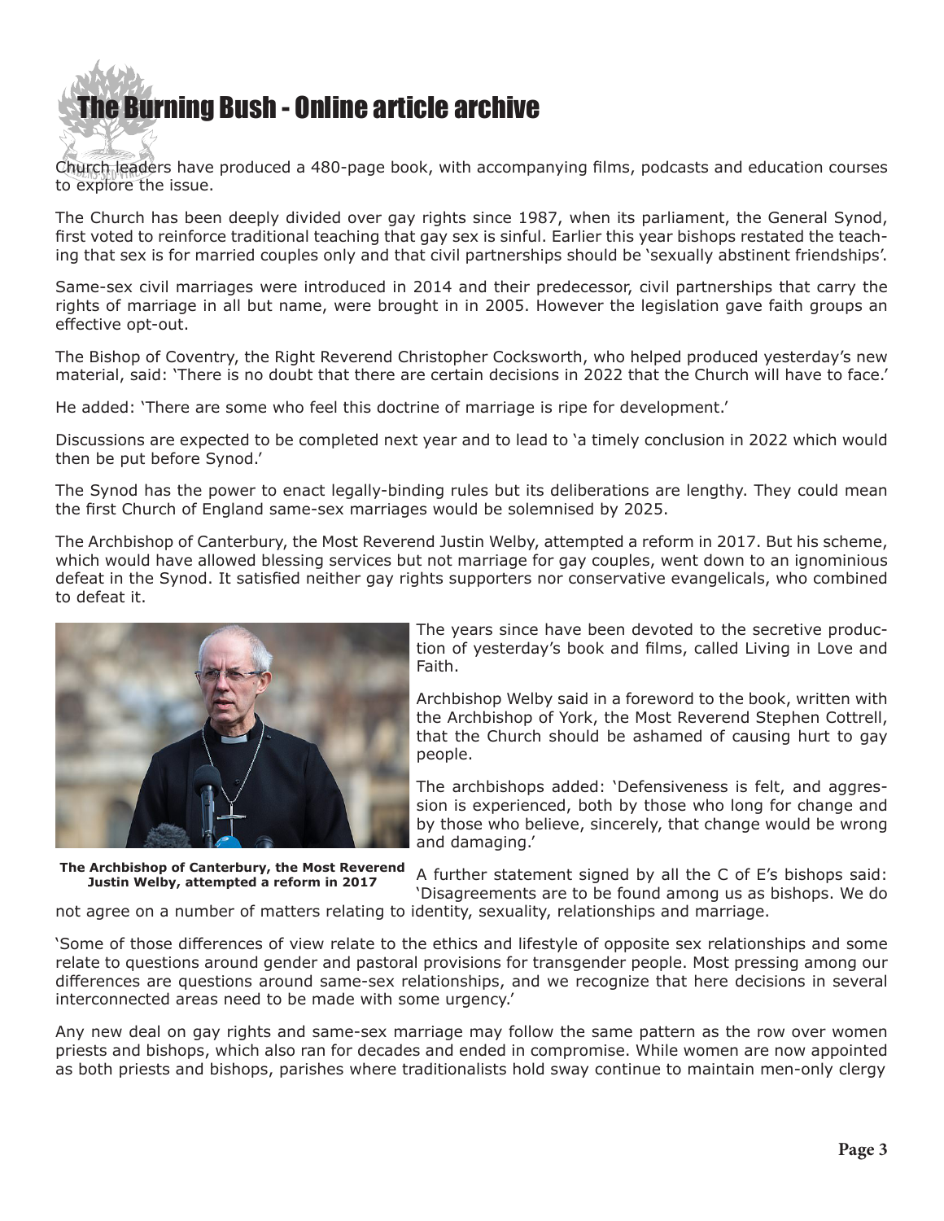Church leaders have produced a 480-page book, with accompanying films, podcasts and education courses to explore the issue.

The Church has been deeply divided over gay rights since 1987, when its parliament, the General Synod, first voted to reinforce traditional teaching that gay sex is sinful. Earlier this year bishops restated the teaching that sex is for married couples only and that civil partnerships should be 'sexually abstinent friendships'.

Same-sex civil marriages were introduced in 2014 and their predecessor, civil partnerships that carry the rights of marriage in all but name, were brought in in 2005. However the legislation gave faith groups an effective opt-out.

The Bishop of Coventry, the Right Reverend Christopher Cocksworth, who helped produced yesterday's new material, said: 'There is no doubt that there are certain decisions in 2022 that the Church will have to face.'

He added: 'There are some who feel this doctrine of marriage is ripe for development.'

Discussions are expected to be completed next year and to lead to 'a timely conclusion in 2022 which would then be put before Synod.'

The Synod has the power to enact legally-binding rules but its deliberations are lengthy. They could mean the first Church of England same-sex marriages would be solemnised by 2025.

The Archbishop of Canterbury, the Most Reverend Justin Welby, attempted a reform in 2017. But his scheme, which would have allowed blessing services but not marriage for gay couples, went down to an ignominious defeat in the Synod. It satisfied neither gay rights supporters nor conservative evangelicals, who combined to defeat it.

**The Archbishop of Canterbury, the Most Reverend Justin Welby, attempted a reform in 2017**

The years since have been devoted to the secretive production of yesterday's book and films, called Living in Love and Faith.

Archbishop Welby said in a foreword to the book, written with the Archbishop of York, the Most Reverend Stephen Cottrell, that the Church should be ashamed of causing hurt to gay people.

The archbishops added: 'Defensiveness is felt, and aggression is experienced, both by those who long for change and by those who believe, sincerely, that change would be wrong and damaging.'

A further statement signed by all the C of E's bishops said: 'Disagreements are to be found among us as bishops. We do not agree on a number of matters relating to identity, sexuality, relationships and marriage.

'Some of those differences of view relate to the ethics and lifestyle of opposite sex relationships and some relate to questions around gender and pastoral provisions for transgender people. Most pressing among our differences are questions around same-sex relationships, and we recognize that here decisions in several interconnected areas need to be made with some urgency.'

Any new deal on gay rights and same-sex marriage may follow the same pattern as the row over women priests and bishops, which also ran for decades and ended in compromise. While women are now appointed as both priests and bishops, parishes where traditionalists hold sway continue to maintain men-only clergy